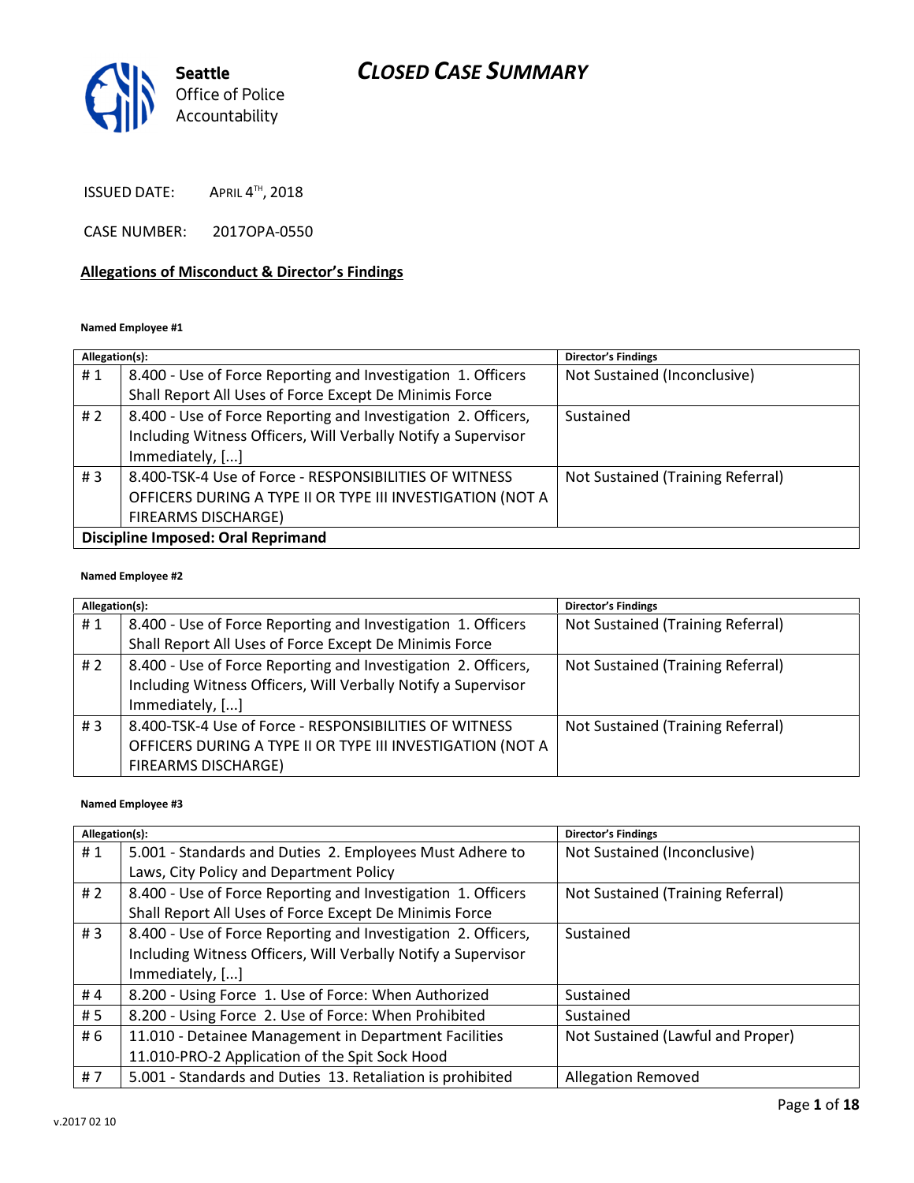**Seattle**
Office of Police
Accountability

# *CLOSED CASE SUMMARY*

ISSUED DATE: APRIL 4TH, 2018

CASE NUMBER: 2017OPA-0550

## Allegations of Misconduct & Director's Findings

**Named Employee #1**

| Allegation(s): | | Director's Findings |
|---|---|---|
| # 1 | 8.400 - Use of Force Reporting and Investigation 1. Officers Shall Report All Uses of Force Except De Minimis Force | Not Sustained (Inconclusive) |
| # 2 | 8.400 - Use of Force Reporting and Investigation 2. Officers, Including Witness Officers, Will Verbally Notify a Supervisor Immediately, [...] | Sustained |
| # 3 | 8.400-TSK-4 Use of Force - RESPONSIBILITIES OF WITNESS OFFICERS DURING A TYPE II OR TYPE III INVESTIGATION (NOT A FIREARMS DISCHARGE) | Not Sustained (Training Referral) |
| **Discipline Imposed: Oral Reprimand** | | |

**Named Employee #2**

| Allegation(s): | | Director's Findings |
|---|---|---|
| # 1 | 8.400 - Use of Force Reporting and Investigation 1. Officers Shall Report All Uses of Force Except De Minimis Force | Not Sustained (Training Referral) |
| # 2 | 8.400 - Use of Force Reporting and Investigation 2. Officers, Including Witness Officers, Will Verbally Notify a Supervisor Immediately, [...] | Not Sustained (Training Referral) |
| # 3 | 8.400-TSK-4 Use of Force - RESPONSIBILITIES OF WITNESS OFFICERS DURING A TYPE II OR TYPE III INVESTIGATION (NOT A FIREARMS DISCHARGE) | Not Sustained (Training Referral) |

**Named Employee #3**

| Allegation(s): | | Director's Findings |
|---|---|---|
| # 1 | 5.001 - Standards and Duties 2. Employees Must Adhere to Laws, City Policy and Department Policy | Not Sustained (Inconclusive) |
| # 2 | 8.400 - Use of Force Reporting and Investigation 1. Officers Shall Report All Uses of Force Except De Minimis Force | Not Sustained (Training Referral) |
| # 3 | 8.400 - Use of Force Reporting and Investigation 2. Officers, Including Witness Officers, Will Verbally Notify a Supervisor Immediately, [...] | Sustained |
| # 4 | 8.200 - Using Force 1. Use of Force: When Authorized | Sustained |
| # 5 | 8.200 - Using Force 2. Use of Force: When Prohibited | Sustained |
| # 6 | 11.010 - Detainee Management in Department Facilities 11.010-PRO-2 Application of the Spit Sock Hood | Not Sustained (Lawful and Proper) |
| # 7 | 5.001 - Standards and Duties 13. Retaliation is prohibited | Allegation Removed |

v.2017 02 10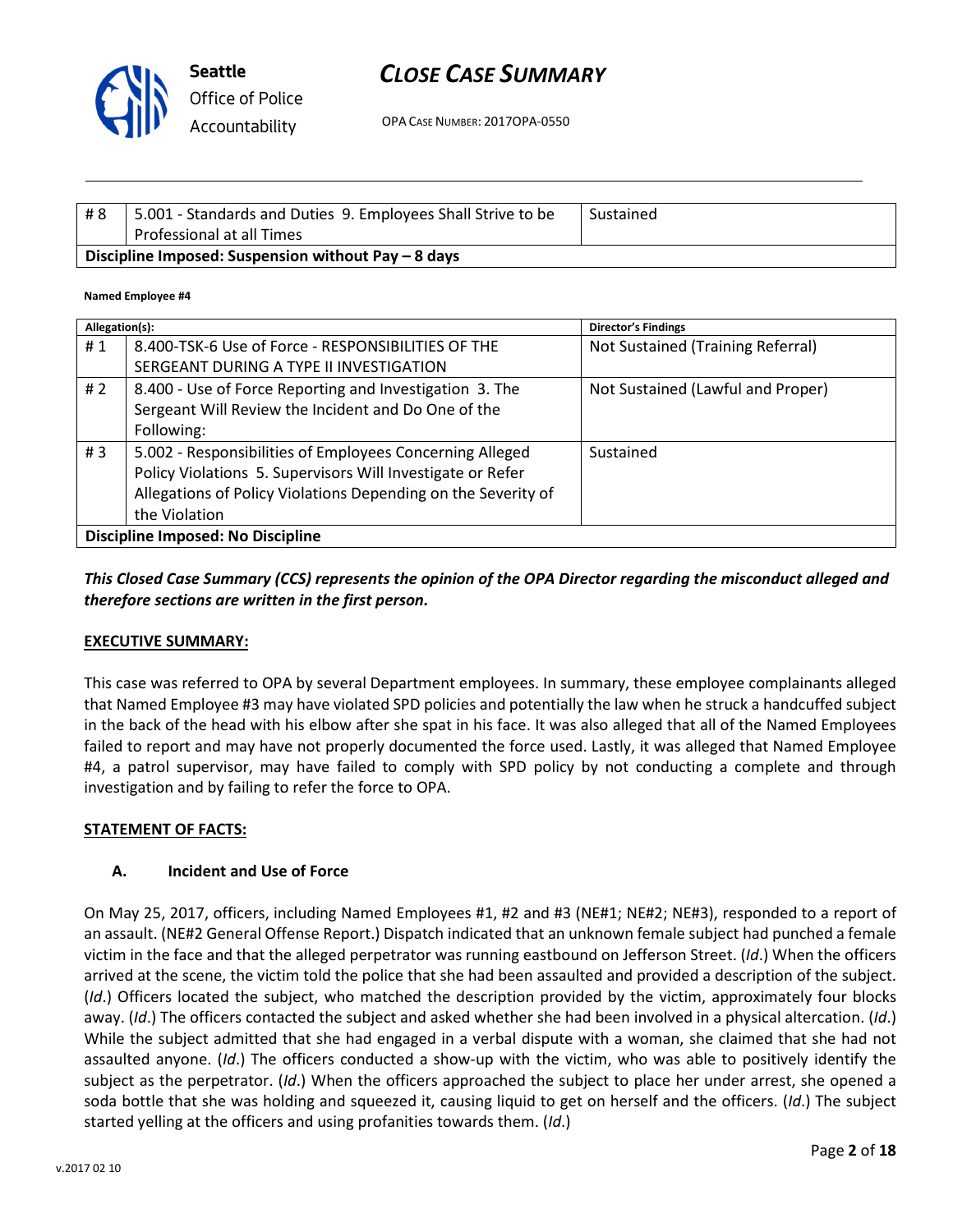| # 8 | 5.001 - Standards and Duties 9. Employees Shall Strive to be Professional at all Times | Sustained |
|---|---|---|
| **Discipline Imposed: Suspension without Pay – 8 days** | | |

**Named Employee #4**

| Allegation(s): | | Director's Findings |
|---|---|---|
| # 1 | 8.400-TSK-6 Use of Force - RESPONSIBILITIES OF THE SERGEANT DURING A TYPE II INVESTIGATION | Not Sustained (Training Referral) |
| # 2 | 8.400 - Use of Force Reporting and Investigation 3. The Sergeant Will Review the Incident and Do One of the Following: | Not Sustained (Lawful and Proper) |
| # 3 | 5.002 - Responsibilities of Employees Concerning Alleged Policy Violations 5. Supervisors Will Investigate or Refer Allegations of Policy Violations Depending on the Severity of the Violation | Sustained |
| **Discipline Imposed: No Discipline** | | |

***This Closed Case Summary (CCS) represents the opinion of the OPA Director regarding the misconduct alleged and therefore sections are written in the first person.***

**EXECUTIVE SUMMARY:**

This case was referred to OPA by several Department employees. In summary, these employee complainants alleged that Named Employee #3 may have violated SPD policies and potentially the law when he struck a handcuffed subject in the back of the head with his elbow after she spat in his face. It was also alleged that all of the Named Employees failed to report and may have not properly documented the force used. Lastly, it was alleged that Named Employee #4, a patrol supervisor, may have failed to comply with SPD policy by not conducting a complete and through investigation and by failing to refer the force to OPA.

**STATEMENT OF FACTS:**

**A. Incident and Use of Force**

On May 25, 2017, officers, including Named Employees #1, #2 and #3 (NE#1; NE#2; NE#3), responded to a report of an assault. (NE#2 General Offense Report.) Dispatch indicated that an unknown female subject had punched a female victim in the face and that the alleged perpetrator was running eastbound on Jefferson Street. (*Id*.) When the officers arrived at the scene, the victim told the police that she had been assaulted and provided a description of the subject. (*Id*.) Officers located the subject, who matched the description provided by the victim, approximately four blocks away. (*Id*.) The officers contacted the subject and asked whether she had been involved in a physical altercation. (*Id*.) While the subject admitted that she had engaged in a verbal dispute with a woman, she claimed that she had not assaulted anyone. (*Id*.) The officers conducted a show-up with the victim, who was able to positively identify the subject as the perpetrator. (*Id*.) When the officers approached the subject to place her under arrest, she opened a soda bottle that she was holding and squeezed it, causing liquid to get on herself and the officers. (*Id*.) The subject started yelling at the officers and using profanities towards them. (*Id*.)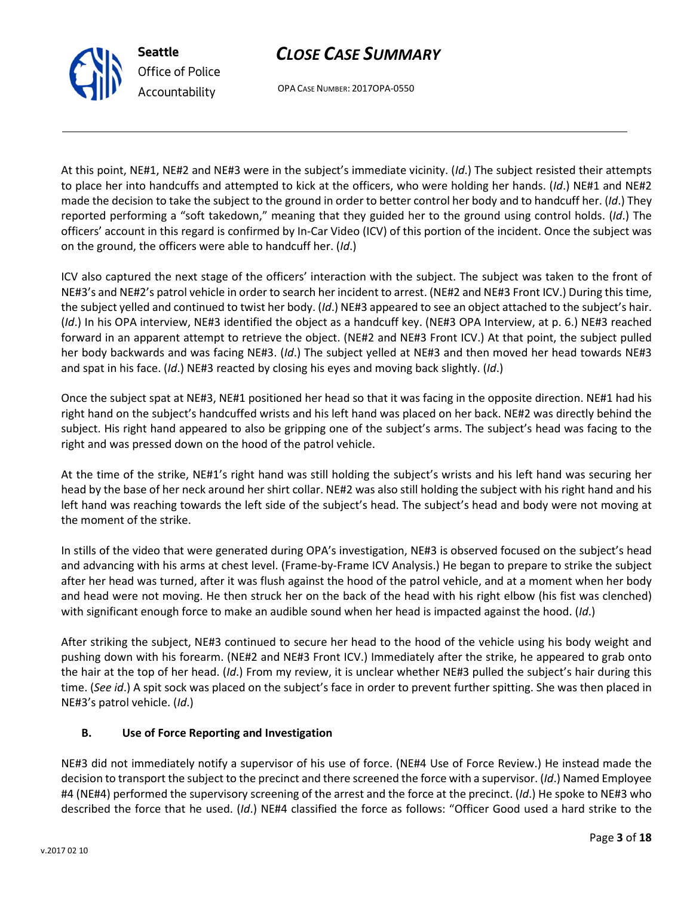At this point, NE#1, NE#2 and NE#3 were in the subject's immediate vicinity. (*Id*.) The subject resisted their attempts to place her into handcuffs and attempted to kick at the officers, who were holding her hands. (*Id*.) NE#1 and NE#2 made the decision to take the subject to the ground in order to better control her body and to handcuff her. (*Id*.) They reported performing a "soft takedown," meaning that they guided her to the ground using control holds. (*Id*.) The officers' account in this regard is confirmed by In-Car Video (ICV) of this portion of the incident. Once the subject was on the ground, the officers were able to handcuff her. (*Id*.)

ICV also captured the next stage of the officers' interaction with the subject. The subject was taken to the front of NE#3's and NE#2's patrol vehicle in order to search her incident to arrest. (NE#2 and NE#3 Front ICV.) During this time, the subject yelled and continued to twist her body. (*Id*.) NE#3 appeared to see an object attached to the subject's hair. (*Id*.) In his OPA interview, NE#3 identified the object as a handcuff key. (NE#3 OPA Interview, at p. 6.) NE#3 reached forward in an apparent attempt to retrieve the object. (NE#2 and NE#3 Front ICV.) At that point, the subject pulled her body backwards and was facing NE#3. (*Id*.) The subject yelled at NE#3 and then moved her head towards NE#3 and spat in his face. (*Id*.) NE#3 reacted by closing his eyes and moving back slightly. (*Id*.)

Once the subject spat at NE#3, NE#1 positioned her head so that it was facing in the opposite direction. NE#1 had his right hand on the subject's handcuffed wrists and his left hand was placed on her back. NE#2 was directly behind the subject. His right hand appeared to also be gripping one of the subject's arms. The subject's head was facing to the right and was pressed down on the hood of the patrol vehicle.

At the time of the strike, NE#1's right hand was still holding the subject's wrists and his left hand was securing her head by the base of her neck around her shirt collar. NE#2 was also still holding the subject with his right hand and his left hand was reaching towards the left side of the subject's head. The subject's head and body were not moving at the moment of the strike.

In stills of the video that were generated during OPA's investigation, NE#3 is observed focused on the subject's head and advancing with his arms at chest level. (Frame-by-Frame ICV Analysis.) He began to prepare to strike the subject after her head was turned, after it was flush against the hood of the patrol vehicle, and at a moment when her body and head were not moving. He then struck her on the back of the head with his right elbow (his fist was clenched) with significant enough force to make an audible sound when her head is impacted against the hood. (*Id*.)

After striking the subject, NE#3 continued to secure her head to the hood of the vehicle using his body weight and pushing down with his forearm. (NE#2 and NE#3 Front ICV.) Immediately after the strike, he appeared to grab onto the hair at the top of her head. (*Id*.) From my review, it is unclear whether NE#3 pulled the subject's hair during this time. (*See id*.) A spit sock was placed on the subject's face in order to prevent further spitting. She was then placed in NE#3's patrol vehicle. (*Id*.)

### B. Use of Force Reporting and Investigation

NE#3 did not immediately notify a supervisor of his use of force. (NE#4 Use of Force Review.) He instead made the decision to transport the subject to the precinct and there screened the force with a supervisor. (*Id*.) Named Employee #4 (NE#4) performed the supervisory screening of the arrest and the force at the precinct. (*Id*.) He spoke to NE#3 who described the force that he used. (*Id*.) NE#4 classified the force as follows: "Officer Good used a hard strike to the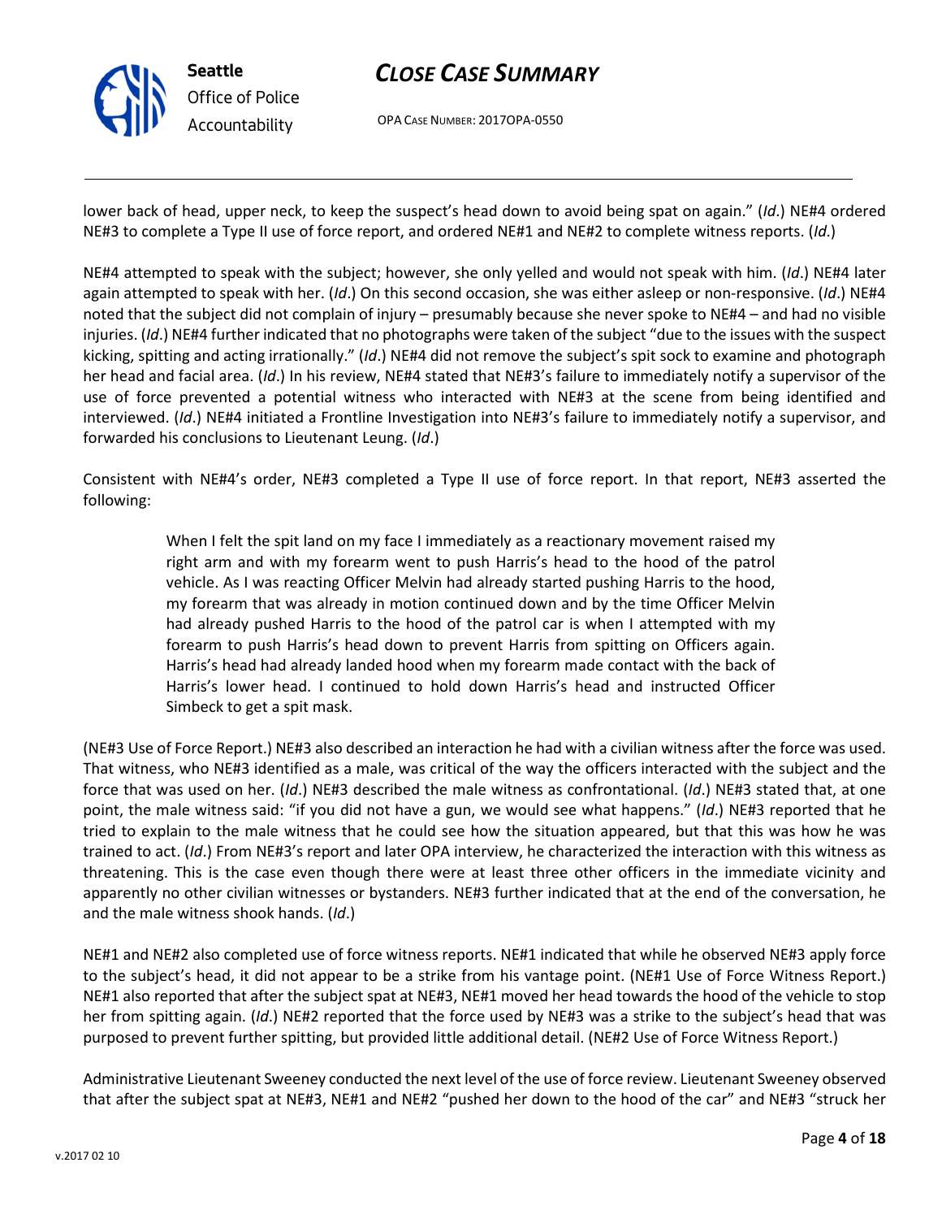lower back of head, upper neck, to keep the suspect's head down to avoid being spat on again." (*Id*.) NE#4 ordered NE#3 to complete a Type II use of force report, and ordered NE#1 and NE#2 to complete witness reports. (*Id*.)

NE#4 attempted to speak with the subject; however, she only yelled and would not speak with him. (*Id*.) NE#4 later again attempted to speak with her. (*Id*.) On this second occasion, she was either asleep or non-responsive. (*Id*.) NE#4 noted that the subject did not complain of injury – presumably because she never spoke to NE#4 – and had no visible injuries. (*Id*.) NE#4 further indicated that no photographs were taken of the subject "due to the issues with the suspect kicking, spitting and acting irrationally." (*Id*.) NE#4 did not remove the subject's spit sock to examine and photograph her head and facial area. (*Id*.) In his review, NE#4 stated that NE#3's failure to immediately notify a supervisor of the use of force prevented a potential witness who interacted with NE#3 at the scene from being identified and interviewed. (*Id*.) NE#4 initiated a Frontline Investigation into NE#3's failure to immediately notify a supervisor, and forwarded his conclusions to Lieutenant Leung. (*Id*.)

Consistent with NE#4's order, NE#3 completed a Type II use of force report. In that report, NE#3 asserted the following:

> When I felt the spit land on my face I immediately as a reactionary movement raised my right arm and with my forearm went to push Harris's head to the hood of the patrol vehicle. As I was reacting Officer Melvin had already started pushing Harris to the hood, my forearm that was already in motion continued down and by the time Officer Melvin had already pushed Harris to the hood of the patrol car is when I attempted with my forearm to push Harris's head down to prevent Harris from spitting on Officers again. Harris's head had already landed hood when my forearm made contact with the back of Harris's lower head. I continued to hold down Harris's head and instructed Officer Simbeck to get a spit mask.

(NE#3 Use of Force Report.) NE#3 also described an interaction he had with a civilian witness after the force was used. That witness, who NE#3 identified as a male, was critical of the way the officers interacted with the subject and the force that was used on her. (*Id*.) NE#3 described the male witness as confrontational. (*Id*.) NE#3 stated that, at one point, the male witness said: "if you did not have a gun, we would see what happens." (*Id*.) NE#3 reported that he tried to explain to the male witness that he could see how the situation appeared, but that this was how he was trained to act. (*Id*.) From NE#3's report and later OPA interview, he characterized the interaction with this witness as threatening. This is the case even though there were at least three other officers in the immediate vicinity and apparently no other civilian witnesses or bystanders. NE#3 further indicated that at the end of the conversation, he and the male witness shook hands. (*Id*.)

NE#1 and NE#2 also completed use of force witness reports. NE#1 indicated that while he observed NE#3 apply force to the subject's head, it did not appear to be a strike from his vantage point. (NE#1 Use of Force Witness Report.) NE#1 also reported that after the subject spat at NE#3, NE#1 moved her head towards the hood of the vehicle to stop her from spitting again. (*Id*.) NE#2 reported that the force used by NE#3 was a strike to the subject's head that was purposed to prevent further spitting, but provided little additional detail. (NE#2 Use of Force Witness Report.)

Administrative Lieutenant Sweeney conducted the next level of the use of force review. Lieutenant Sweeney observed that after the subject spat at NE#3, NE#1 and NE#2 "pushed her down to the hood of the car" and NE#3 "struck her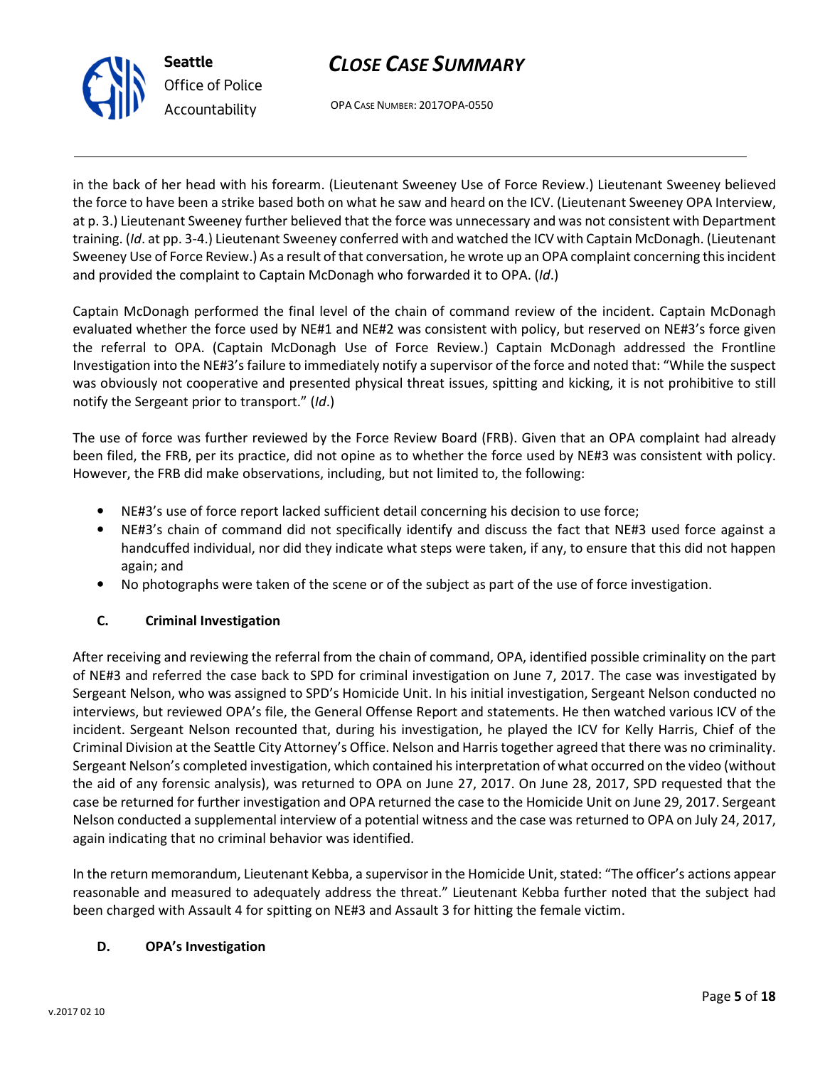in the back of her head with his forearm. (Lieutenant Sweeney Use of Force Review.) Lieutenant Sweeney believed the force to have been a strike based both on what he saw and heard on the ICV. (Lieutenant Sweeney OPA Interview, at p. 3.) Lieutenant Sweeney further believed that the force was unnecessary and was not consistent with Department training. (*Id*. at pp. 3-4.) Lieutenant Sweeney conferred with and watched the ICV with Captain McDonagh. (Lieutenant Sweeney Use of Force Review.) As a result of that conversation, he wrote up an OPA complaint concerning this incident and provided the complaint to Captain McDonagh who forwarded it to OPA. (*Id*.)

Captain McDonagh performed the final level of the chain of command review of the incident. Captain McDonagh evaluated whether the force used by NE#1 and NE#2 was consistent with policy, but reserved on NE#3's force given the referral to OPA. (Captain McDonagh Use of Force Review.) Captain McDonagh addressed the Frontline Investigation into the NE#3's failure to immediately notify a supervisor of the force and noted that: "While the suspect was obviously not cooperative and presented physical threat issues, spitting and kicking, it is not prohibitive to still notify the Sergeant prior to transport." (*Id*.)

The use of force was further reviewed by the Force Review Board (FRB). Given that an OPA complaint had already been filed, the FRB, per its practice, did not opine as to whether the force used by NE#3 was consistent with policy. However, the FRB did make observations, including, but not limited to, the following:

- NE#3's use of force report lacked sufficient detail concerning his decision to use force;
- NE#3's chain of command did not specifically identify and discuss the fact that NE#3 used force against a handcuffed individual, nor did they indicate what steps were taken, if any, to ensure that this did not happen again; and
- No photographs were taken of the scene or of the subject as part of the use of force investigation.

### C. Criminal Investigation

After receiving and reviewing the referral from the chain of command, OPA, identified possible criminality on the part of NE#3 and referred the case back to SPD for criminal investigation on June 7, 2017. The case was investigated by Sergeant Nelson, who was assigned to SPD's Homicide Unit. In his initial investigation, Sergeant Nelson conducted no interviews, but reviewed OPA's file, the General Offense Report and statements. He then watched various ICV of the incident. Sergeant Nelson recounted that, during his investigation, he played the ICV for Kelly Harris, Chief of the Criminal Division at the Seattle City Attorney's Office. Nelson and Harris together agreed that there was no criminality. Sergeant Nelson's completed investigation, which contained his interpretation of what occurred on the video (without the aid of any forensic analysis), was returned to OPA on June 27, 2017. On June 28, 2017, SPD requested that the case be returned for further investigation and OPA returned the case to the Homicide Unit on June 29, 2017. Sergeant Nelson conducted a supplemental interview of a potential witness and the case was returned to OPA on July 24, 2017, again indicating that no criminal behavior was identified.

In the return memorandum, Lieutenant Kebba, a supervisor in the Homicide Unit, stated: "The officer's actions appear reasonable and measured to adequately address the threat." Lieutenant Kebba further noted that the subject had been charged with Assault 4 for spitting on NE#3 and Assault 3 for hitting the female victim.

### D. OPA's Investigation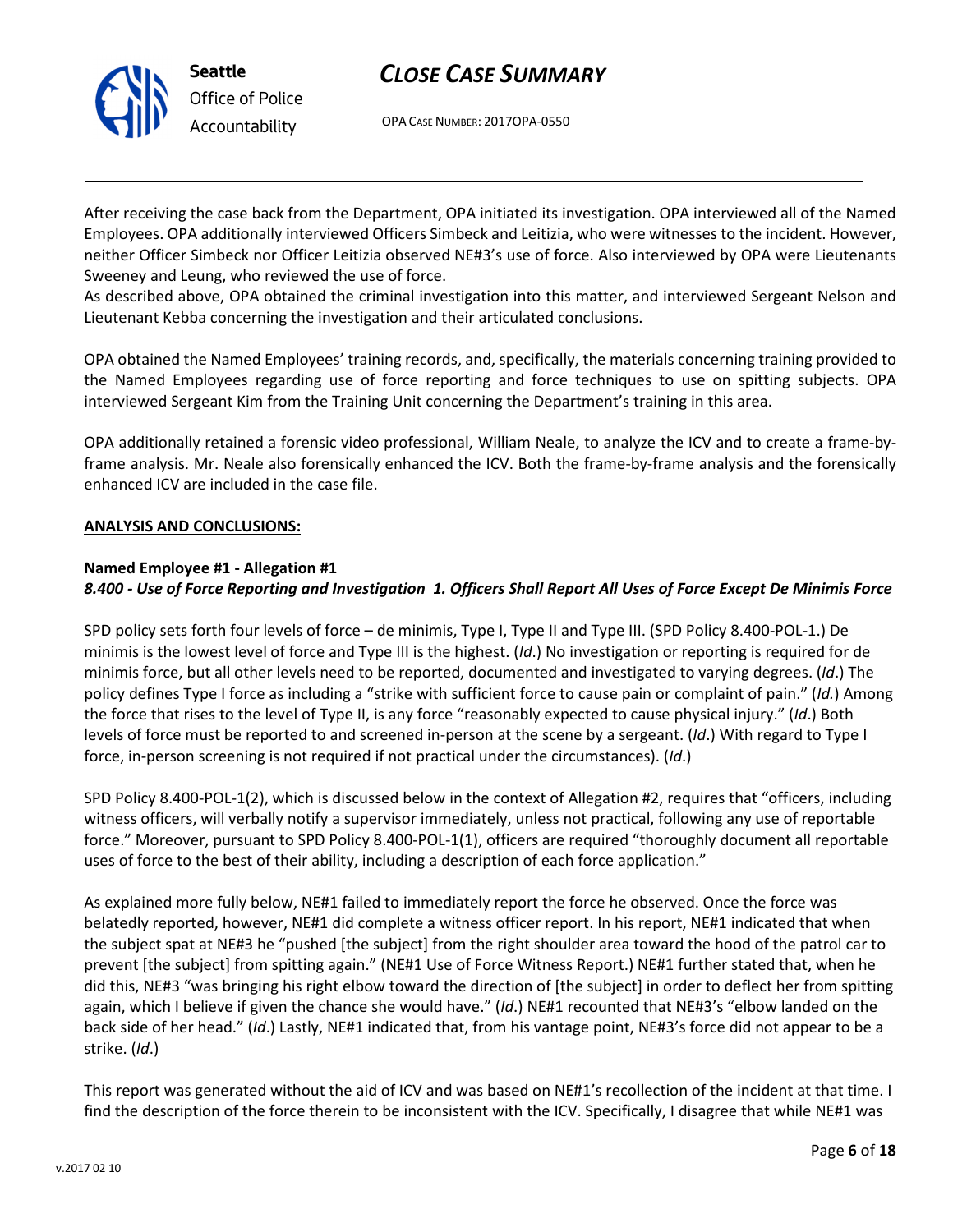After receiving the case back from the Department, OPA initiated its investigation. OPA interviewed all of the Named Employees. OPA additionally interviewed Officers Simbeck and Leitizia, who were witnesses to the incident. However, neither Officer Simbeck nor Officer Leitizia observed NE#3's use of force. Also interviewed by OPA were Lieutenants Sweeney and Leung, who reviewed the use of force.

As described above, OPA obtained the criminal investigation into this matter, and interviewed Sergeant Nelson and Lieutenant Kebba concerning the investigation and their articulated conclusions.

OPA obtained the Named Employees' training records, and, specifically, the materials concerning training provided to the Named Employees regarding use of force reporting and force techniques to use on spitting subjects. OPA interviewed Sergeant Kim from the Training Unit concerning the Department's training in this area.

OPA additionally retained a forensic video professional, William Neale, to analyze the ICV and to create a frame-by-frame analysis. Mr. Neale also forensically enhanced the ICV. Both the frame-by-frame analysis and the forensically enhanced ICV are included in the case file.

**ANALYSIS AND CONCLUSIONS:**

**Named Employee #1 - Allegation #1**
***8.400 - Use of Force Reporting and Investigation 1. Officers Shall Report All Uses of Force Except De Minimis Force***

SPD policy sets forth four levels of force – de minimis, Type I, Type II and Type III. (SPD Policy 8.400-POL-1.) De minimis is the lowest level of force and Type III is the highest. (*Id*.) No investigation or reporting is required for de minimis force, but all other levels need to be reported, documented and investigated to varying degrees. (*Id*.) The policy defines Type I force as including a "strike with sufficient force to cause pain or complaint of pain." (*Id.*) Among the force that rises to the level of Type II, is any force "reasonably expected to cause physical injury." (*Id*.) Both levels of force must be reported to and screened in-person at the scene by a sergeant. (*Id*.) With regard to Type I force, in-person screening is not required if not practical under the circumstances). (*Id*.)

SPD Policy 8.400-POL-1(2), which is discussed below in the context of Allegation #2, requires that "officers, including witness officers, will verbally notify a supervisor immediately, unless not practical, following any use of reportable force." Moreover, pursuant to SPD Policy 8.400-POL-1(1), officers are required "thoroughly document all reportable uses of force to the best of their ability, including a description of each force application."

As explained more fully below, NE#1 failed to immediately report the force he observed. Once the force was belatedly reported, however, NE#1 did complete a witness officer report. In his report, NE#1 indicated that when the subject spat at NE#3 he "pushed [the subject] from the right shoulder area toward the hood of the patrol car to prevent [the subject] from spitting again." (NE#1 Use of Force Witness Report.) NE#1 further stated that, when he did this, NE#3 "was bringing his right elbow toward the direction of [the subject] in order to deflect her from spitting again, which I believe if given the chance she would have." (*Id*.) NE#1 recounted that NE#3's "elbow landed on the back side of her head." (*Id*.) Lastly, NE#1 indicated that, from his vantage point, NE#3's force did not appear to be a strike. (*Id*.)

This report was generated without the aid of ICV and was based on NE#1's recollection of the incident at that time. I find the description of the force therein to be inconsistent with the ICV. Specifically, I disagree that while NE#1 was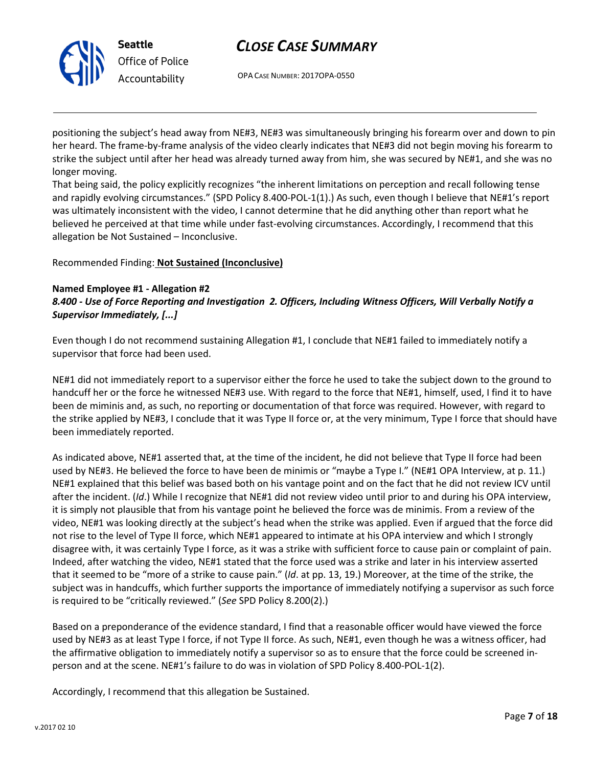positioning the subject's head away from NE#3, NE#3 was simultaneously bringing his forearm over and down to pin her heard. The frame-by-frame analysis of the video clearly indicates that NE#3 did not begin moving his forearm to strike the subject until after her head was already turned away from him, she was secured by NE#1, and she was no longer moving.

That being said, the policy explicitly recognizes "the inherent limitations on perception and recall following tense and rapidly evolving circumstances." (SPD Policy 8.400-POL-1(1).) As such, even though I believe that NE#1's report was ultimately inconsistent with the video, I cannot determine that he did anything other than report what he believed he perceived at that time while under fast-evolving circumstances. Accordingly, I recommend that this allegation be Not Sustained – Inconclusive.

Recommended Finding: **Not Sustained (Inconclusive)**

**Named Employee #1 - Allegation #2**
***8.400 - Use of Force Reporting and Investigation 2. Officers, Including Witness Officers, Will Verbally Notify a Supervisor Immediately, [...]***

Even though I do not recommend sustaining Allegation #1, I conclude that NE#1 failed to immediately notify a supervisor that force had been used.

NE#1 did not immediately report to a supervisor either the force he used to take the subject down to the ground to handcuff her or the force he witnessed NE#3 use. With regard to the force that NE#1, himself, used, I find it to have been de miminis and, as such, no reporting or documentation of that force was required. However, with regard to the strike applied by NE#3, I conclude that it was Type II force or, at the very minimum, Type I force that should have been immediately reported.

As indicated above, NE#1 asserted that, at the time of the incident, he did not believe that Type II force had been used by NE#3. He believed the force to have been de minimis or "maybe a Type I." (NE#1 OPA Interview, at p. 11.) NE#1 explained that this belief was based both on his vantage point and on the fact that he did not review ICV until after the incident. (*Id*.) While I recognize that NE#1 did not review video until prior to and during his OPA interview, it is simply not plausible that from his vantage point he believed the force was de minimis. From a review of the video, NE#1 was looking directly at the subject's head when the strike was applied. Even if argued that the force did not rise to the level of Type II force, which NE#1 appeared to intimate at his OPA interview and which I strongly disagree with, it was certainly Type I force, as it was a strike with sufficient force to cause pain or complaint of pain. Indeed, after watching the video, NE#1 stated that the force used was a strike and later in his interview asserted that it seemed to be "more of a strike to cause pain." (*Id*. at pp. 13, 19.) Moreover, at the time of the strike, the subject was in handcuffs, which further supports the importance of immediately notifying a supervisor as such force is required to be "critically reviewed." (*See* SPD Policy 8.200(2).)

Based on a preponderance of the evidence standard, I find that a reasonable officer would have viewed the force used by NE#3 as at least Type I force, if not Type II force. As such, NE#1, even though he was a witness officer, had the affirmative obligation to immediately notify a supervisor so as to ensure that the force could be screened in-person and at the scene. NE#1's failure to do was in violation of SPD Policy 8.400-POL-1(2).

Accordingly, I recommend that this allegation be Sustained.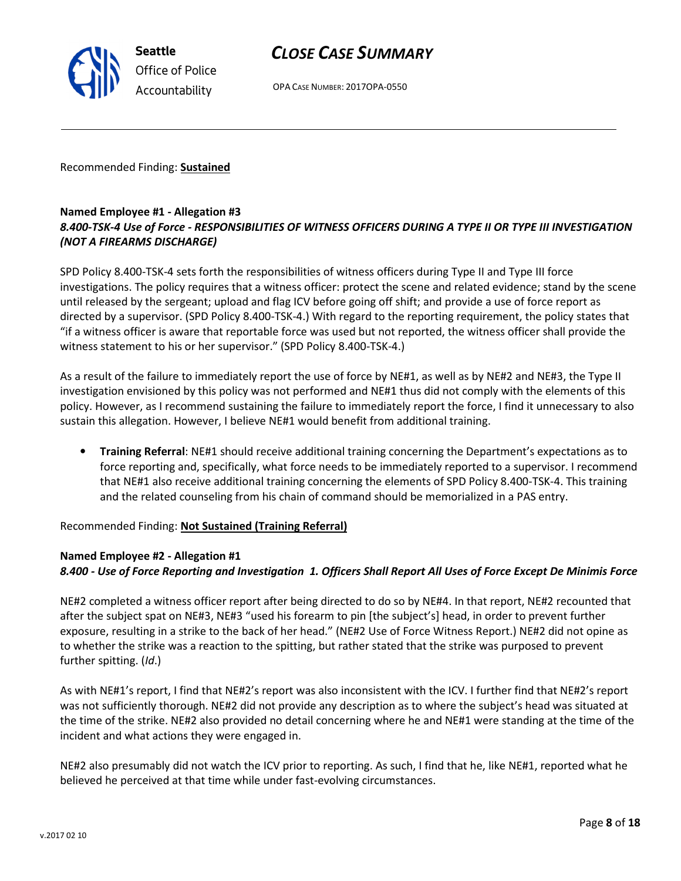Recommended Finding: **Sustained**

**Named Employee #1 - Allegation #3**
***8.400-TSK-4 Use of Force - RESPONSIBILITIES OF WITNESS OFFICERS DURING A TYPE II OR TYPE III INVESTIGATION (NOT A FIREARMS DISCHARGE)***

SPD Policy 8.400-TSK-4 sets forth the responsibilities of witness officers during Type II and Type III force investigations. The policy requires that a witness officer: protect the scene and related evidence; stand by the scene until released by the sergeant; upload and flag ICV before going off shift; and provide a use of force report as directed by a supervisor. (SPD Policy 8.400-TSK-4.) With regard to the reporting requirement, the policy states that "if a witness officer is aware that reportable force was used but not reported, the witness officer shall provide the witness statement to his or her supervisor." (SPD Policy 8.400-TSK-4.)

As a result of the failure to immediately report the use of force by NE#1, as well as by NE#2 and NE#3, the Type II investigation envisioned by this policy was not performed and NE#1 thus did not comply with the elements of this policy. However, as I recommend sustaining the failure to immediately report the force, I find it unnecessary to also sustain this allegation. However, I believe NE#1 would benefit from additional training.

- **Training Referral**: NE#1 should receive additional training concerning the Department's expectations as to force reporting and, specifically, what force needs to be immediately reported to a supervisor. I recommend that NE#1 also receive additional training concerning the elements of SPD Policy 8.400-TSK-4. This training and the related counseling from his chain of command should be memorialized in a PAS entry.

Recommended Finding: **Not Sustained (Training Referral)**

**Named Employee #2 - Allegation #1**
***8.400 - Use of Force Reporting and Investigation 1. Officers Shall Report All Uses of Force Except De Minimis Force***

NE#2 completed a witness officer report after being directed to do so by NE#4. In that report, NE#2 recounted that after the subject spat on NE#3, NE#3 "used his forearm to pin [the subject's] head, in order to prevent further exposure, resulting in a strike to the back of her head." (NE#2 Use of Force Witness Report.) NE#2 did not opine as to whether the strike was a reaction to the spitting, but rather stated that the strike was purposed to prevent further spitting. (*Id.*)

As with NE#1's report, I find that NE#2's report was also inconsistent with the ICV. I further find that NE#2's report was not sufficiently thorough. NE#2 did not provide any description as to where the subject's head was situated at the time of the strike. NE#2 also provided no detail concerning where he and NE#1 were standing at the time of the incident and what actions they were engaged in.

NE#2 also presumably did not watch the ICV prior to reporting. As such, I find that he, like NE#1, reported what he believed he perceived at that time while under fast-evolving circumstances.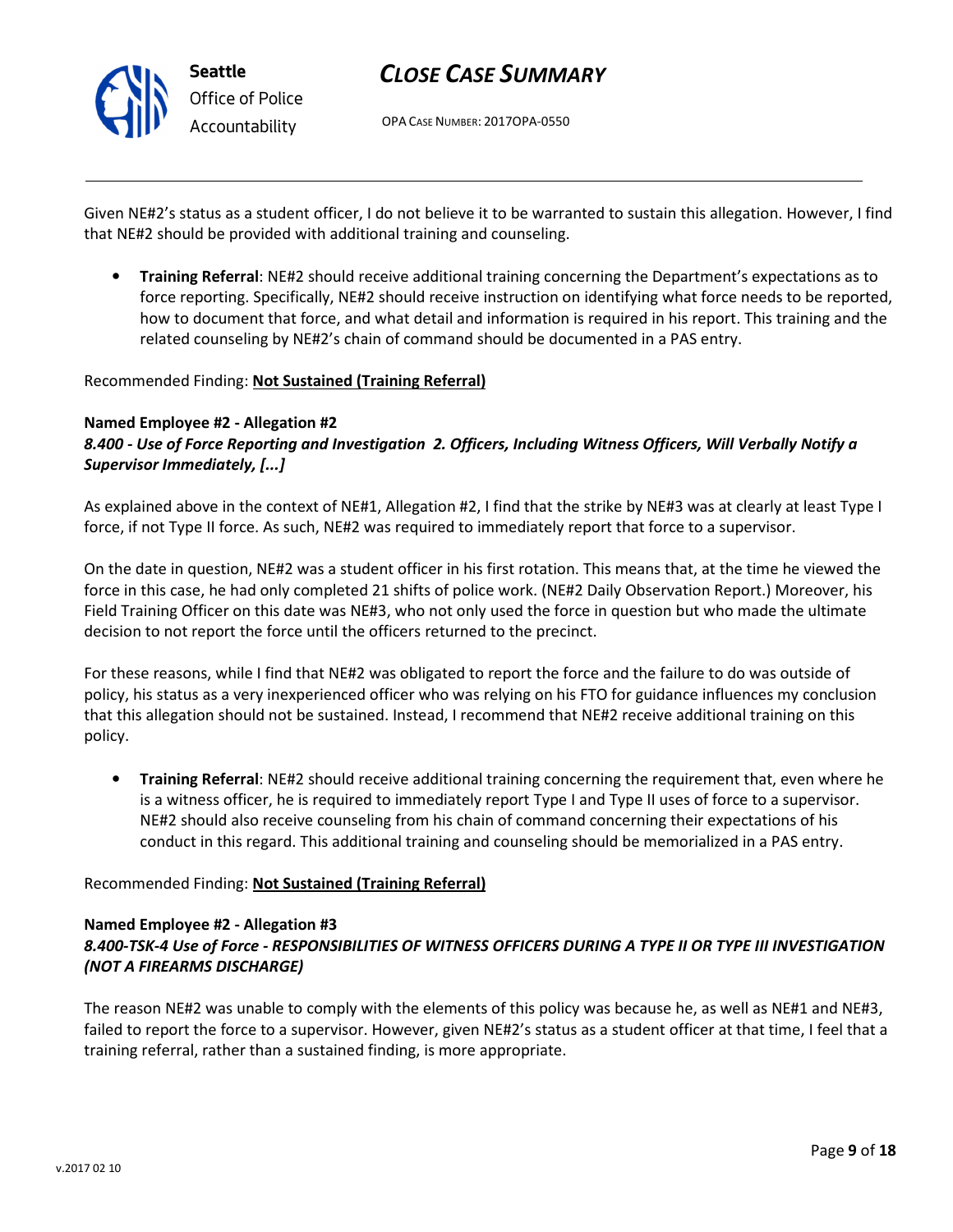Given NE#2's status as a student officer, I do not believe it to be warranted to sustain this allegation. However, I find that NE#2 should be provided with additional training and counseling.

- **Training Referral**: NE#2 should receive additional training concerning the Department's expectations as to force reporting. Specifically, NE#2 should receive instruction on identifying what force needs to be reported, how to document that force, and what detail and information is required in his report. This training and the related counseling by NE#2's chain of command should be documented in a PAS entry.

Recommended Finding: **Not Sustained (Training Referral)**

**Named Employee #2 - Allegation #2**
***8.400 - Use of Force Reporting and Investigation 2. Officers, Including Witness Officers, Will Verbally Notify a Supervisor Immediately, [...]***

As explained above in the context of NE#1, Allegation #2, I find that the strike by NE#3 was at clearly at least Type I force, if not Type II force. As such, NE#2 was required to immediately report that force to a supervisor.

On the date in question, NE#2 was a student officer in his first rotation. This means that, at the time he viewed the force in this case, he had only completed 21 shifts of police work. (NE#2 Daily Observation Report.) Moreover, his Field Training Officer on this date was NE#3, who not only used the force in question but who made the ultimate decision to not report the force until the officers returned to the precinct.

For these reasons, while I find that NE#2 was obligated to report the force and the failure to do was outside of policy, his status as a very inexperienced officer who was relying on his FTO for guidance influences my conclusion that this allegation should not be sustained. Instead, I recommend that NE#2 receive additional training on this policy.

- **Training Referral**: NE#2 should receive additional training concerning the requirement that, even where he is a witness officer, he is required to immediately report Type I and Type II uses of force to a supervisor. NE#2 should also receive counseling from his chain of command concerning their expectations of his conduct in this regard. This additional training and counseling should be memorialized in a PAS entry.

Recommended Finding: **Not Sustained (Training Referral)**

**Named Employee #2 - Allegation #3**
***8.400-TSK-4 Use of Force - RESPONSIBILITIES OF WITNESS OFFICERS DURING A TYPE II OR TYPE III INVESTIGATION (NOT A FIREARMS DISCHARGE)***

The reason NE#2 was unable to comply with the elements of this policy was because he, as well as NE#1 and NE#3, failed to report the force to a supervisor. However, given NE#2's status as a student officer at that time, I feel that a training referral, rather than a sustained finding, is more appropriate.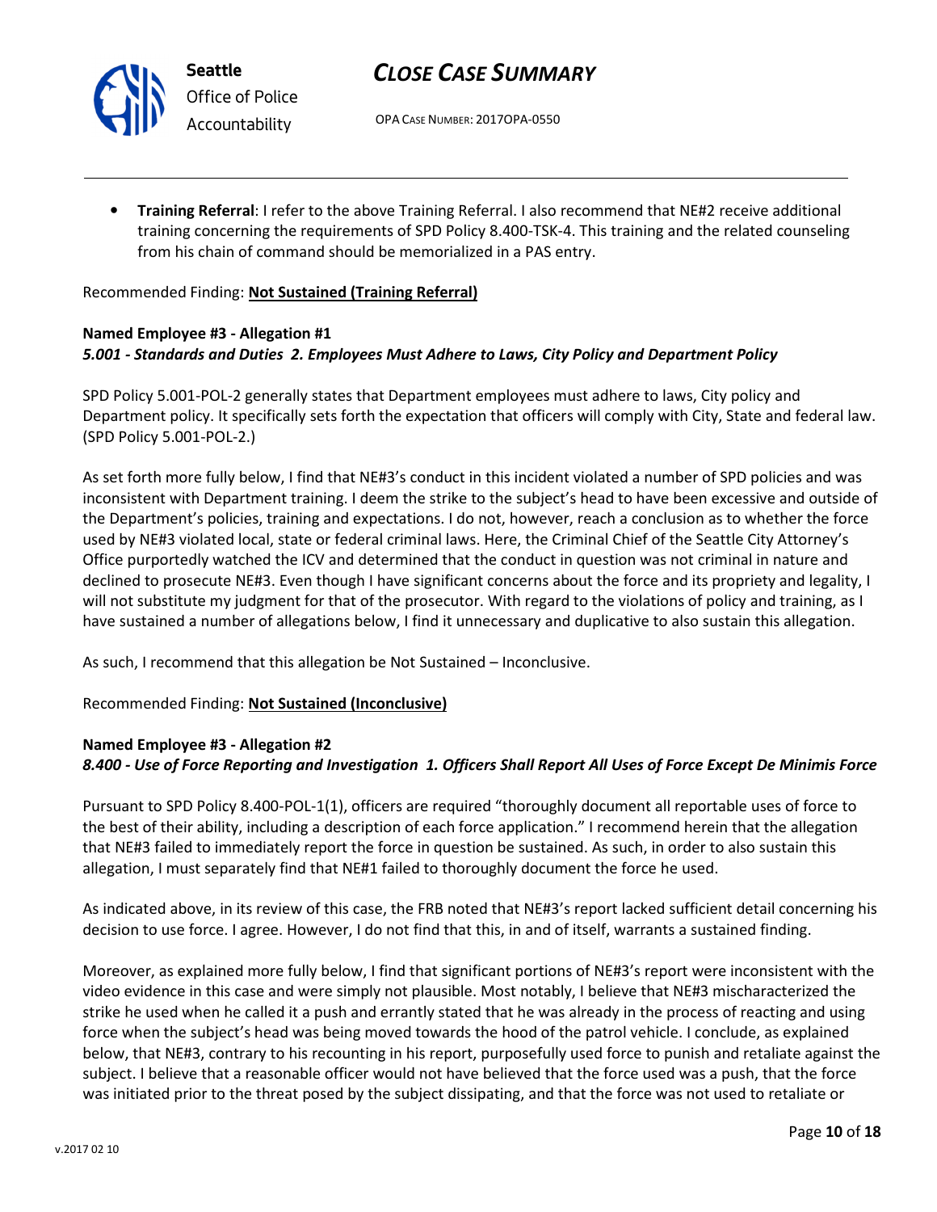- **Training Referral**: I refer to the above Training Referral. I also recommend that NE#2 receive additional training concerning the requirements of SPD Policy 8.400-TSK-4. This training and the related counseling from his chain of command should be memorialized in a PAS entry.

Recommended Finding: **Not Sustained (Training Referral)**

**Named Employee #3 - Allegation #1**
***5.001 - Standards and Duties 2. Employees Must Adhere to Laws, City Policy and Department Policy***

SPD Policy 5.001-POL-2 generally states that Department employees must adhere to laws, City policy and Department policy. It specifically sets forth the expectation that officers will comply with City, State and federal law. (SPD Policy 5.001-POL-2.)

As set forth more fully below, I find that NE#3's conduct in this incident violated a number of SPD policies and was inconsistent with Department training. I deem the strike to the subject's head to have been excessive and outside of the Department's policies, training and expectations. I do not, however, reach a conclusion as to whether the force used by NE#3 violated local, state or federal criminal laws. Here, the Criminal Chief of the Seattle City Attorney's Office purportedly watched the ICV and determined that the conduct in question was not criminal in nature and declined to prosecute NE#3. Even though I have significant concerns about the force and its propriety and legality, I will not substitute my judgment for that of the prosecutor. With regard to the violations of policy and training, as I have sustained a number of allegations below, I find it unnecessary and duplicative to also sustain this allegation.

As such, I recommend that this allegation be Not Sustained – Inconclusive.

Recommended Finding: **Not Sustained (Inconclusive)**

**Named Employee #3 - Allegation #2**
***8.400 - Use of Force Reporting and Investigation 1. Officers Shall Report All Uses of Force Except De Minimis Force***

Pursuant to SPD Policy 8.400-POL-1(1), officers are required "thoroughly document all reportable uses of force to the best of their ability, including a description of each force application." I recommend herein that the allegation that NE#3 failed to immediately report the force in question be sustained. As such, in order to also sustain this allegation, I must separately find that NE#1 failed to thoroughly document the force he used.

As indicated above, in its review of this case, the FRB noted that NE#3's report lacked sufficient detail concerning his decision to use force. I agree. However, I do not find that this, in and of itself, warrants a sustained finding.

Moreover, as explained more fully below, I find that significant portions of NE#3's report were inconsistent with the video evidence in this case and were simply not plausible. Most notably, I believe that NE#3 mischaracterized the strike he used when he called it a push and errantly stated that he was already in the process of reacting and using force when the subject's head was being moved towards the hood of the patrol vehicle. I conclude, as explained below, that NE#3, contrary to his recounting in his report, purposefully used force to punish and retaliate against the subject. I believe that a reasonable officer would not have believed that the force used was a push, that the force was initiated prior to the threat posed by the subject dissipating, and that the force was not used to retaliate or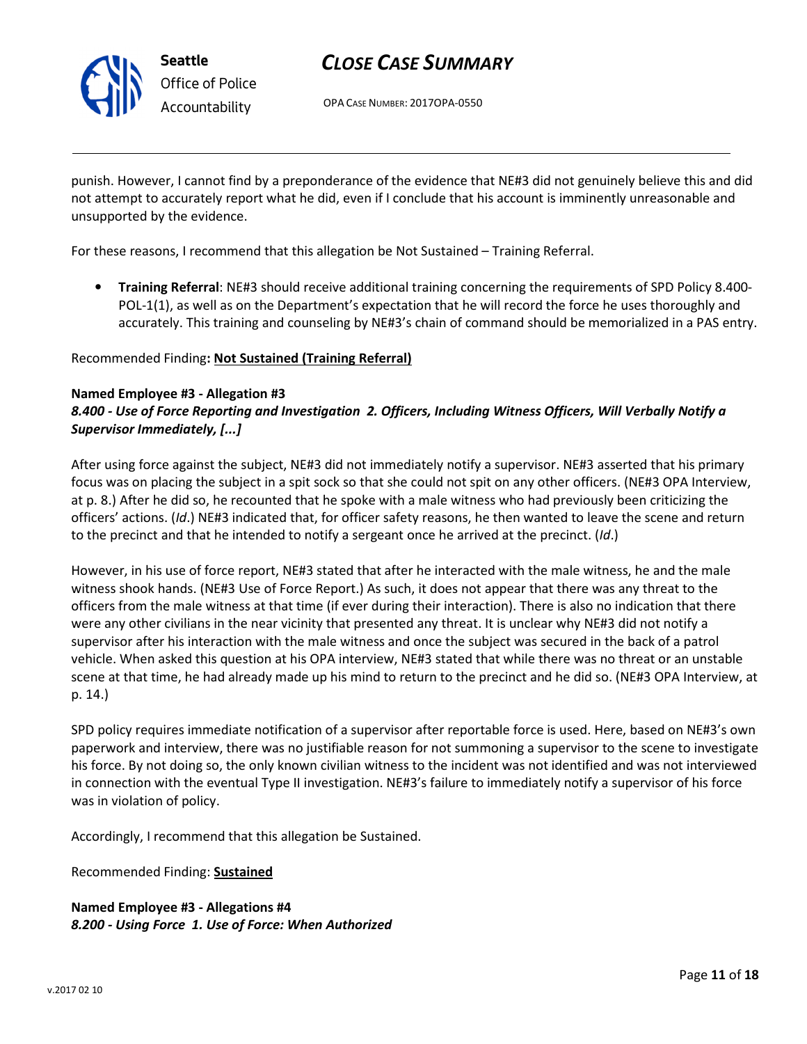punish. However, I cannot find by a preponderance of the evidence that NE#3 did not genuinely believe this and did not attempt to accurately report what he did, even if I conclude that his account is imminently unreasonable and unsupported by the evidence.

For these reasons, I recommend that this allegation be Not Sustained – Training Referral.

- **Training Referral**: NE#3 should receive additional training concerning the requirements of SPD Policy 8.400-POL-1(1), as well as on the Department's expectation that he will record the force he uses thoroughly and accurately. This training and counseling by NE#3's chain of command should be memorialized in a PAS entry.

Recommended Finding**: <u>Not Sustained (Training Referral)</u>**

**Named Employee #3 - Allegation #3**
***8.400 - Use of Force Reporting and Investigation 2. Officers, Including Witness Officers, Will Verbally Notify a Supervisor Immediately, [...]***

After using force against the subject, NE#3 did not immediately notify a supervisor. NE#3 asserted that his primary focus was on placing the subject in a spit sock so that she could not spit on any other officers. (NE#3 OPA Interview, at p. 8.) After he did so, he recounted that he spoke with a male witness who had previously been criticizing the officers' actions. (*Id*.) NE#3 indicated that, for officer safety reasons, he then wanted to leave the scene and return to the precinct and that he intended to notify a sergeant once he arrived at the precinct. (*Id*.)

However, in his use of force report, NE#3 stated that after he interacted with the male witness, he and the male witness shook hands. (NE#3 Use of Force Report.) As such, it does not appear that there was any threat to the officers from the male witness at that time (if ever during their interaction). There is also no indication that there were any other civilians in the near vicinity that presented any threat. It is unclear why NE#3 did not notify a supervisor after his interaction with the male witness and once the subject was secured in the back of a patrol vehicle. When asked this question at his OPA interview, NE#3 stated that while there was no threat or an unstable scene at that time, he had already made up his mind to return to the precinct and he did so. (NE#3 OPA Interview, at p. 14.)

SPD policy requires immediate notification of a supervisor after reportable force is used. Here, based on NE#3's own paperwork and interview, there was no justifiable reason for not summoning a supervisor to the scene to investigate his force. By not doing so, the only known civilian witness to the incident was not identified and was not interviewed in connection with the eventual Type II investigation. NE#3's failure to immediately notify a supervisor of his force was in violation of policy.

Accordingly, I recommend that this allegation be Sustained.

Recommended Finding: **<u>Sustained</u>**

**Named Employee #3 - Allegations #4**
***8.200 - Using Force 1. Use of Force: When Authorized***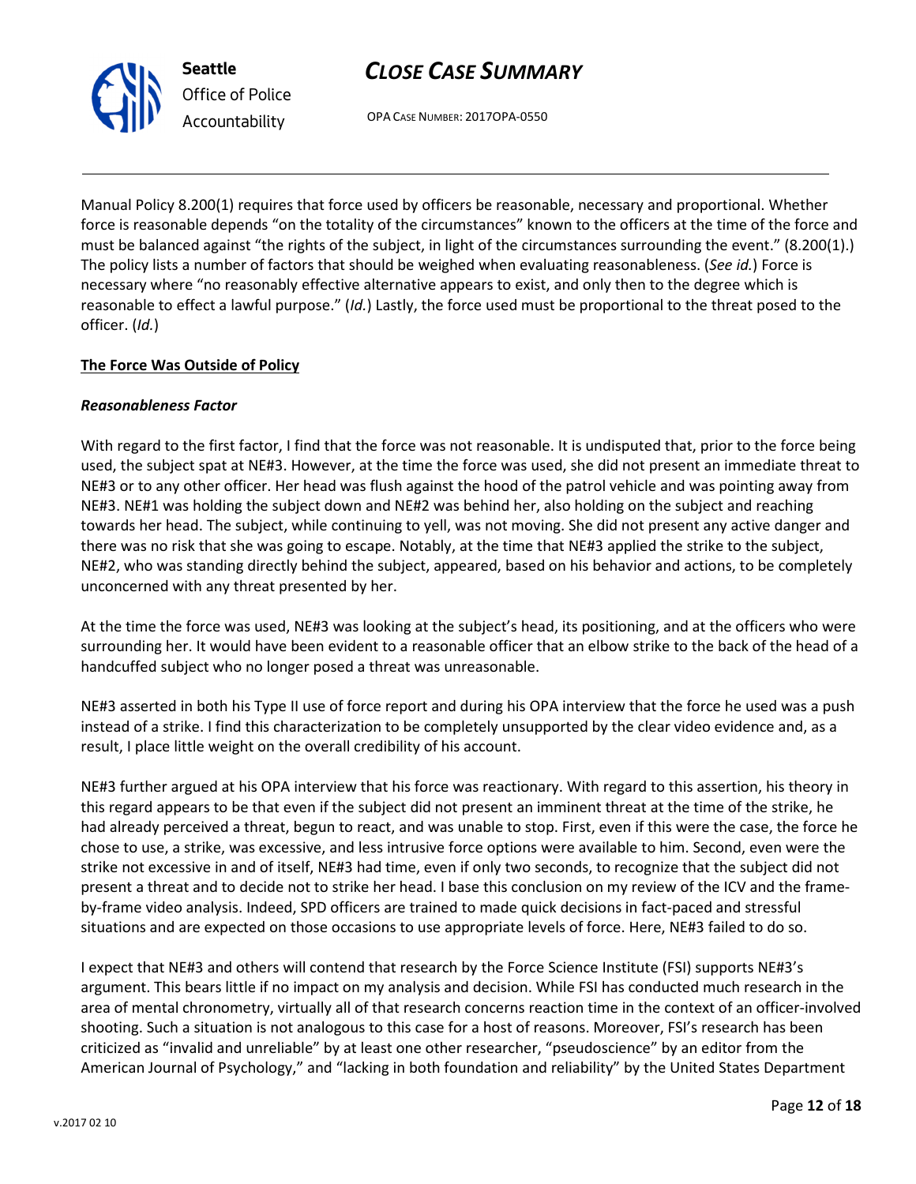Manual Policy 8.200(1) requires that force used by officers be reasonable, necessary and proportional. Whether force is reasonable depends "on the totality of the circumstances" known to the officers at the time of the force and must be balanced against "the rights of the subject, in light of the circumstances surrounding the event." (8.200(1).) The policy lists a number of factors that should be weighed when evaluating reasonableness. (*See id.*) Force is necessary where "no reasonably effective alternative appears to exist, and only then to the degree which is reasonable to effect a lawful purpose." (*Id.*) Lastly, the force used must be proportional to the threat posed to the officer. (*Id.*)

**<u>The Force Was Outside of Policy</u>**

***Reasonableness Factor***

With regard to the first factor, I find that the force was not reasonable. It is undisputed that, prior to the force being used, the subject spat at NE#3. However, at the time the force was used, she did not present an immediate threat to NE#3 or to any other officer. Her head was flush against the hood of the patrol vehicle and was pointing away from NE#3. NE#1 was holding the subject down and NE#2 was behind her, also holding on the subject and reaching towards her head. The subject, while continuing to yell, was not moving. She did not present any active danger and there was no risk that she was going to escape. Notably, at the time that NE#3 applied the strike to the subject, NE#2, who was standing directly behind the subject, appeared, based on his behavior and actions, to be completely unconcerned with any threat presented by her.

At the time the force was used, NE#3 was looking at the subject's head, its positioning, and at the officers who were surrounding her. It would have been evident to a reasonable officer that an elbow strike to the back of the head of a handcuffed subject who no longer posed a threat was unreasonable.

NE#3 asserted in both his Type II use of force report and during his OPA interview that the force he used was a push instead of a strike. I find this characterization to be completely unsupported by the clear video evidence and, as a result, I place little weight on the overall credibility of his account.

NE#3 further argued at his OPA interview that his force was reactionary. With regard to this assertion, his theory in this regard appears to be that even if the subject did not present an imminent threat at the time of the strike, he had already perceived a threat, begun to react, and was unable to stop. First, even if this were the case, the force he chose to use, a strike, was excessive, and less intrusive force options were available to him. Second, even were the strike not excessive in and of itself, NE#3 had time, even if only two seconds, to recognize that the subject did not present a threat and to decide not to strike her head. I base this conclusion on my review of the ICV and the frame-by-frame video analysis. Indeed, SPD officers are trained to made quick decisions in fact-paced and stressful situations and are expected on those occasions to use appropriate levels of force. Here, NE#3 failed to do so.

I expect that NE#3 and others will contend that research by the Force Science Institute (FSI) supports NE#3's argument. This bears little if no impact on my analysis and decision. While FSI has conducted much research in the area of mental chronometry, virtually all of that research concerns reaction time in the context of an officer-involved shooting. Such a situation is not analogous to this case for a host of reasons. Moreover, FSI's research has been criticized as "invalid and unreliable" by at least one other researcher, "pseudoscience" by an editor from the American Journal of Psychology," and "lacking in both foundation and reliability" by the United States Department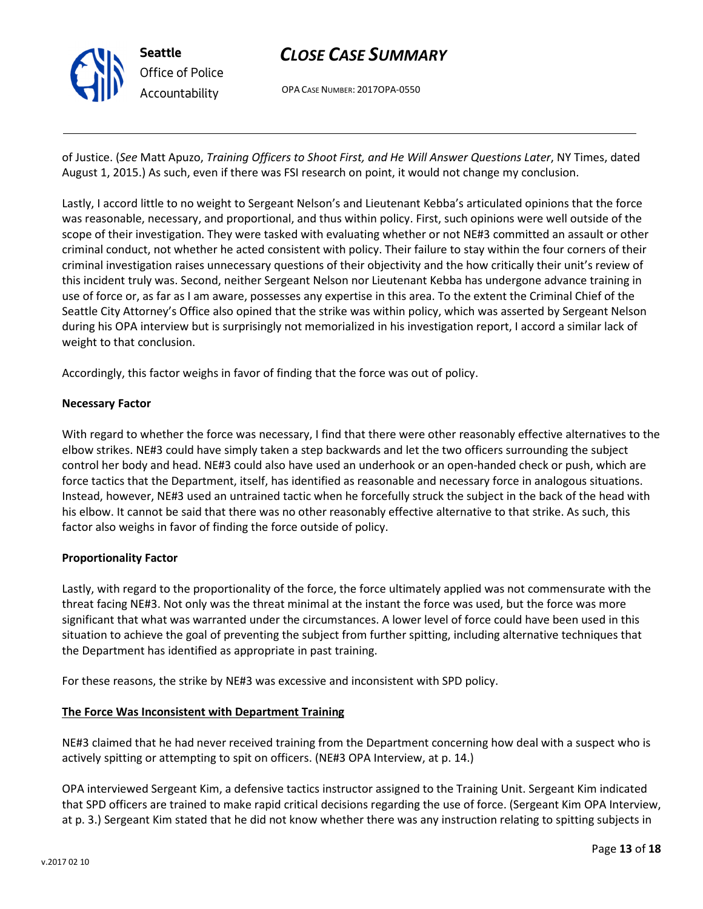of Justice. (*See* Matt Apuzo, *Training Officers to Shoot First, and He Will Answer Questions Later*, NY Times, dated August 1, 2015.) As such, even if there was FSI research on point, it would not change my conclusion.

Lastly, I accord little to no weight to Sergeant Nelson's and Lieutenant Kebba's articulated opinions that the force was reasonable, necessary, and proportional, and thus within policy. First, such opinions were well outside of the scope of their investigation. They were tasked with evaluating whether or not NE#3 committed an assault or other criminal conduct, not whether he acted consistent with policy. Their failure to stay within the four corners of their criminal investigation raises unnecessary questions of their objectivity and the how critically their unit's review of this incident truly was. Second, neither Sergeant Nelson nor Lieutenant Kebba has undergone advance training in use of force or, as far as I am aware, possesses any expertise in this area. To the extent the Criminal Chief of the Seattle City Attorney's Office also opined that the strike was within policy, which was asserted by Sergeant Nelson during his OPA interview but is surprisingly not memorialized in his investigation report, I accord a similar lack of weight to that conclusion.

Accordingly, this factor weighs in favor of finding that the force was out of policy.

**Necessary Factor**

With regard to whether the force was necessary, I find that there were other reasonably effective alternatives to the elbow strikes. NE#3 could have simply taken a step backwards and let the two officers surrounding the subject control her body and head. NE#3 could also have used an underhook or an open-handed check or push, which are force tactics that the Department, itself, has identified as reasonable and necessary force in analogous situations. Instead, however, NE#3 used an untrained tactic when he forcefully struck the subject in the back of the head with his elbow. It cannot be said that there was no other reasonably effective alternative to that strike. As such, this factor also weighs in favor of finding the force outside of policy.

**Proportionality Factor**

Lastly, with regard to the proportionality of the force, the force ultimately applied was not commensurate with the threat facing NE#3. Not only was the threat minimal at the instant the force was used, but the force was more significant that what was warranted under the circumstances. A lower level of force could have been used in this situation to achieve the goal of preventing the subject from further spitting, including alternative techniques that the Department has identified as appropriate in past training.

For these reasons, the strike by NE#3 was excessive and inconsistent with SPD policy.

**<u>The Force Was Inconsistent with Department Training</u>**

NE#3 claimed that he had never received training from the Department concerning how deal with a suspect who is actively spitting or attempting to spit on officers. (NE#3 OPA Interview, at p. 14.)

OPA interviewed Sergeant Kim, a defensive tactics instructor assigned to the Training Unit. Sergeant Kim indicated that SPD officers are trained to make rapid critical decisions regarding the use of force. (Sergeant Kim OPA Interview, at p. 3.) Sergeant Kim stated that he did not know whether there was any instruction relating to spitting subjects in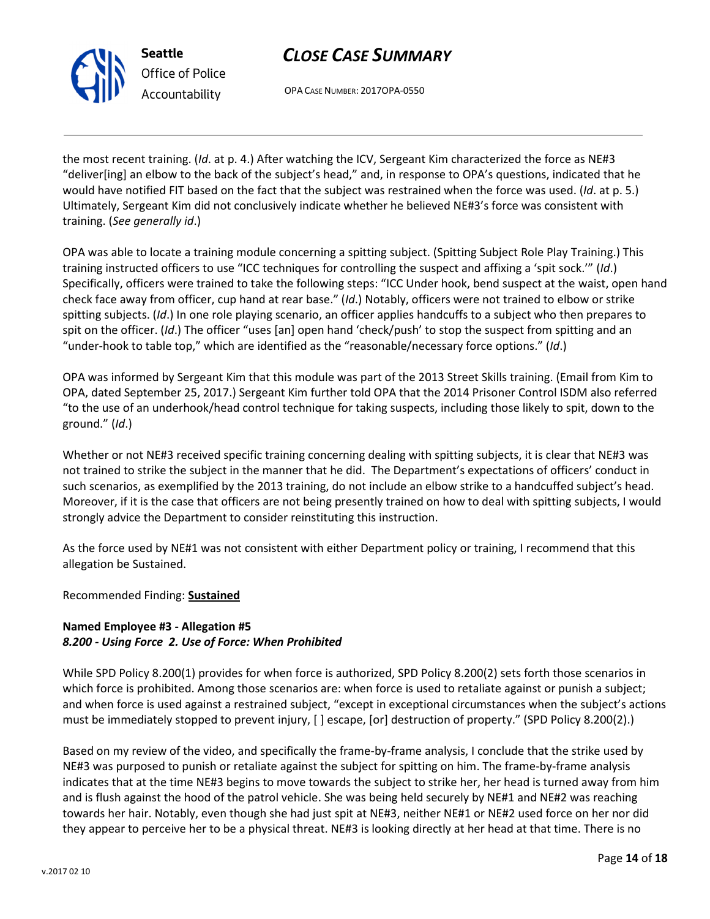the most recent training. (*Id*. at p. 4.) After watching the ICV, Sergeant Kim characterized the force as NE#3 "deliver[ing] an elbow to the back of the subject's head," and, in response to OPA's questions, indicated that he would have notified FIT based on the fact that the subject was restrained when the force was used. (*Id*. at p. 5.) Ultimately, Sergeant Kim did not conclusively indicate whether he believed NE#3's force was consistent with training. (*See generally id*.)

OPA was able to locate a training module concerning a spitting subject. (Spitting Subject Role Play Training.) This training instructed officers to use "ICC techniques for controlling the suspect and affixing a 'spit sock.'" (*Id*.) Specifically, officers were trained to take the following steps: "ICC Under hook, bend suspect at the waist, open hand check face away from officer, cup hand at rear base." (*Id*.) Notably, officers were not trained to elbow or strike spitting subjects. (*Id*.) In one role playing scenario, an officer applies handcuffs to a subject who then prepares to spit on the officer. (*Id*.) The officer "uses [an] open hand 'check/push' to stop the suspect from spitting and an "under-hook to table top," which are identified as the "reasonable/necessary force options." (*Id*.)

OPA was informed by Sergeant Kim that this module was part of the 2013 Street Skills training. (Email from Kim to OPA, dated September 25, 2017.) Sergeant Kim further told OPA that the 2014 Prisoner Control ISDM also referred "to the use of an underhook/head control technique for taking suspects, including those likely to spit, down to the ground." (*Id*.)

Whether or not NE#3 received specific training concerning dealing with spitting subjects, it is clear that NE#3 was not trained to strike the subject in the manner that he did. The Department's expectations of officers' conduct in such scenarios, as exemplified by the 2013 training, do not include an elbow strike to a handcuffed subject's head. Moreover, if it is the case that officers are not being presently trained on how to deal with spitting subjects, I would strongly advice the Department to consider reinstituting this instruction.

As the force used by NE#1 was not consistent with either Department policy or training, I recommend that this allegation be Sustained.

Recommended Finding: **Sustained**

**Named Employee #3 - Allegation #5**
***8.200 - Using Force 2. Use of Force: When Prohibited***

While SPD Policy 8.200(1) provides for when force is authorized, SPD Policy 8.200(2) sets forth those scenarios in which force is prohibited. Among those scenarios are: when force is used to retaliate against or punish a subject; and when force is used against a restrained subject, "except in exceptional circumstances when the subject's actions must be immediately stopped to prevent injury, [ ] escape, [or] destruction of property." (SPD Policy 8.200(2).)

Based on my review of the video, and specifically the frame-by-frame analysis, I conclude that the strike used by NE#3 was purposed to punish or retaliate against the subject for spitting on him. The frame-by-frame analysis indicates that at the time NE#3 begins to move towards the subject to strike her, her head is turned away from him and is flush against the hood of the patrol vehicle. She was being held securely by NE#1 and NE#2 was reaching towards her hair. Notably, even though she had just spit at NE#3, neither NE#1 or NE#2 used force on her nor did they appear to perceive her to be a physical threat. NE#3 is looking directly at her head at that time. There is no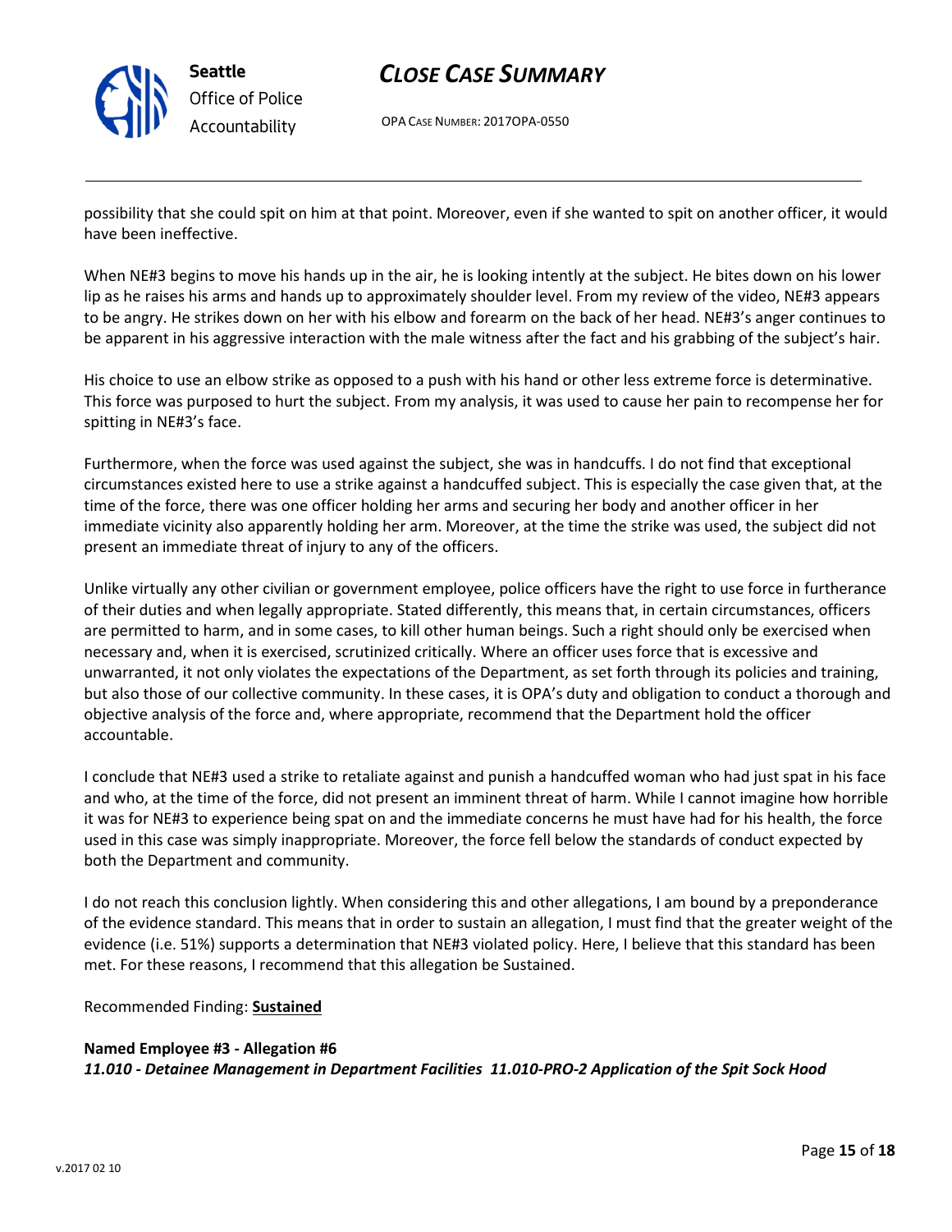possibility that she could spit on him at that point. Moreover, even if she wanted to spit on another officer, it would have been ineffective.

When NE#3 begins to move his hands up in the air, he is looking intently at the subject. He bites down on his lower lip as he raises his arms and hands up to approximately shoulder level. From my review of the video, NE#3 appears to be angry. He strikes down on her with his elbow and forearm on the back of her head. NE#3's anger continues to be apparent in his aggressive interaction with the male witness after the fact and his grabbing of the subject's hair.

His choice to use an elbow strike as opposed to a push with his hand or other less extreme force is determinative. This force was purposed to hurt the subject. From my analysis, it was used to cause her pain to recompense her for spitting in NE#3's face.

Furthermore, when the force was used against the subject, she was in handcuffs. I do not find that exceptional circumstances existed here to use a strike against a handcuffed subject. This is especially the case given that, at the time of the force, there was one officer holding her arms and securing her body and another officer in her immediate vicinity also apparently holding her arm. Moreover, at the time the strike was used, the subject did not present an immediate threat of injury to any of the officers.

Unlike virtually any other civilian or government employee, police officers have the right to use force in furtherance of their duties and when legally appropriate. Stated differently, this means that, in certain circumstances, officers are permitted to harm, and in some cases, to kill other human beings. Such a right should only be exercised when necessary and, when it is exercised, scrutinized critically. Where an officer uses force that is excessive and unwarranted, it not only violates the expectations of the Department, as set forth through its policies and training, but also those of our collective community. In these cases, it is OPA's duty and obligation to conduct a thorough and objective analysis of the force and, where appropriate, recommend that the Department hold the officer accountable.

I conclude that NE#3 used a strike to retaliate against and punish a handcuffed woman who had just spat in his face and who, at the time of the force, did not present an imminent threat of harm. While I cannot imagine how horrible it was for NE#3 to experience being spat on and the immediate concerns he must have had for his health, the force used in this case was simply inappropriate. Moreover, the force fell below the standards of conduct expected by both the Department and community.

I do not reach this conclusion lightly. When considering this and other allegations, I am bound by a preponderance of the evidence standard. This means that in order to sustain an allegation, I must find that the greater weight of the evidence (i.e. 51%) supports a determination that NE#3 violated policy. Here, I believe that this standard has been met. For these reasons, I recommend that this allegation be Sustained.

Recommended Finding: **Sustained**

**Named Employee #3 - Allegation #6**
***11.010 - Detainee Management in Department Facilities 11.010-PRO-2 Application of the Spit Sock Hood***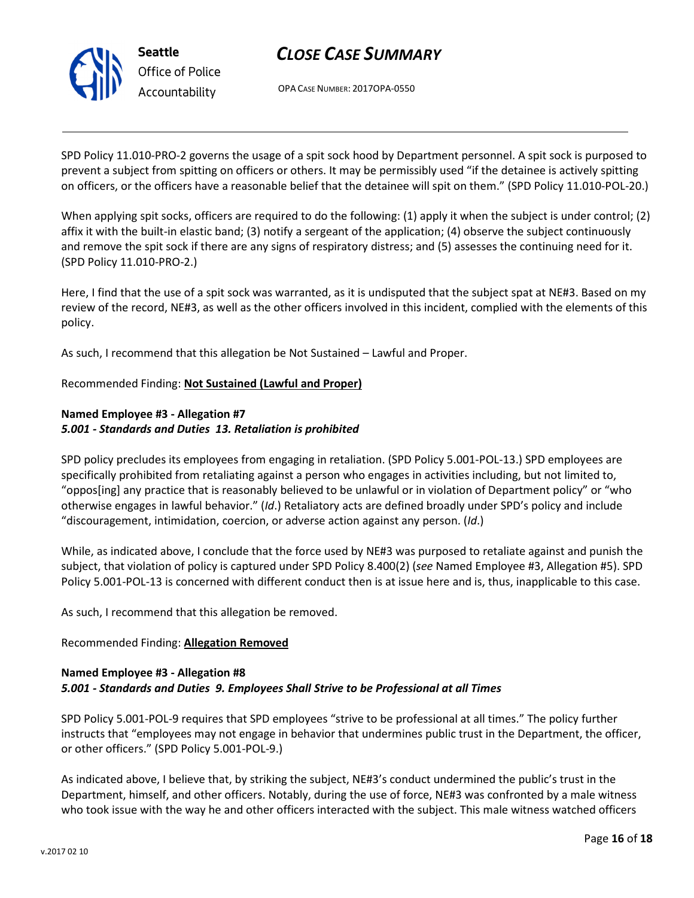SPD Policy 11.010-PRO-2 governs the usage of a spit sock hood by Department personnel. A spit sock is purposed to prevent a subject from spitting on officers or others. It may be permissibly used "if the detainee is actively spitting on officers, or the officers have a reasonable belief that the detainee will spit on them." (SPD Policy 11.010-POL-20.)

When applying spit socks, officers are required to do the following: (1) apply it when the subject is under control; (2) affix it with the built-in elastic band; (3) notify a sergeant of the application; (4) observe the subject continuously and remove the spit sock if there are any signs of respiratory distress; and (5) assesses the continuing need for it. (SPD Policy 11.010-PRO-2.)

Here, I find that the use of a spit sock was warranted, as it is undisputed that the subject spat at NE#3. Based on my review of the record, NE#3, as well as the other officers involved in this incident, complied with the elements of this policy.

As such, I recommend that this allegation be Not Sustained – Lawful and Proper.

Recommended Finding: **Not Sustained (Lawful and Proper)**

**Named Employee #3 - Allegation #7**
***5.001 - Standards and Duties 13. Retaliation is prohibited***

SPD policy precludes its employees from engaging in retaliation. (SPD Policy 5.001-POL-13.) SPD employees are specifically prohibited from retaliating against a person who engages in activities including, but not limited to, "oppos[ing] any practice that is reasonably believed to be unlawful or in violation of Department policy" or "who otherwise engages in lawful behavior." (*Id*.) Retaliatory acts are defined broadly under SPD's policy and include "discouragement, intimidation, coercion, or adverse action against any person. (*Id*.)

While, as indicated above, I conclude that the force used by NE#3 was purposed to retaliate against and punish the subject, that violation of policy is captured under SPD Policy 8.400(2) (*see* Named Employee #3, Allegation #5). SPD Policy 5.001-POL-13 is concerned with different conduct then is at issue here and is, thus, inapplicable to this case.

As such, I recommend that this allegation be removed.

Recommended Finding: **Allegation Removed**

**Named Employee #3 - Allegation #8**
***5.001 - Standards and Duties 9. Employees Shall Strive to be Professional at all Times***

SPD Policy 5.001-POL-9 requires that SPD employees "strive to be professional at all times." The policy further instructs that "employees may not engage in behavior that undermines public trust in the Department, the officer, or other officers." (SPD Policy 5.001-POL-9.)

As indicated above, I believe that, by striking the subject, NE#3's conduct undermined the public's trust in the Department, himself, and other officers. Notably, during the use of force, NE#3 was confronted by a male witness who took issue with the way he and other officers interacted with the subject. This male witness watched officers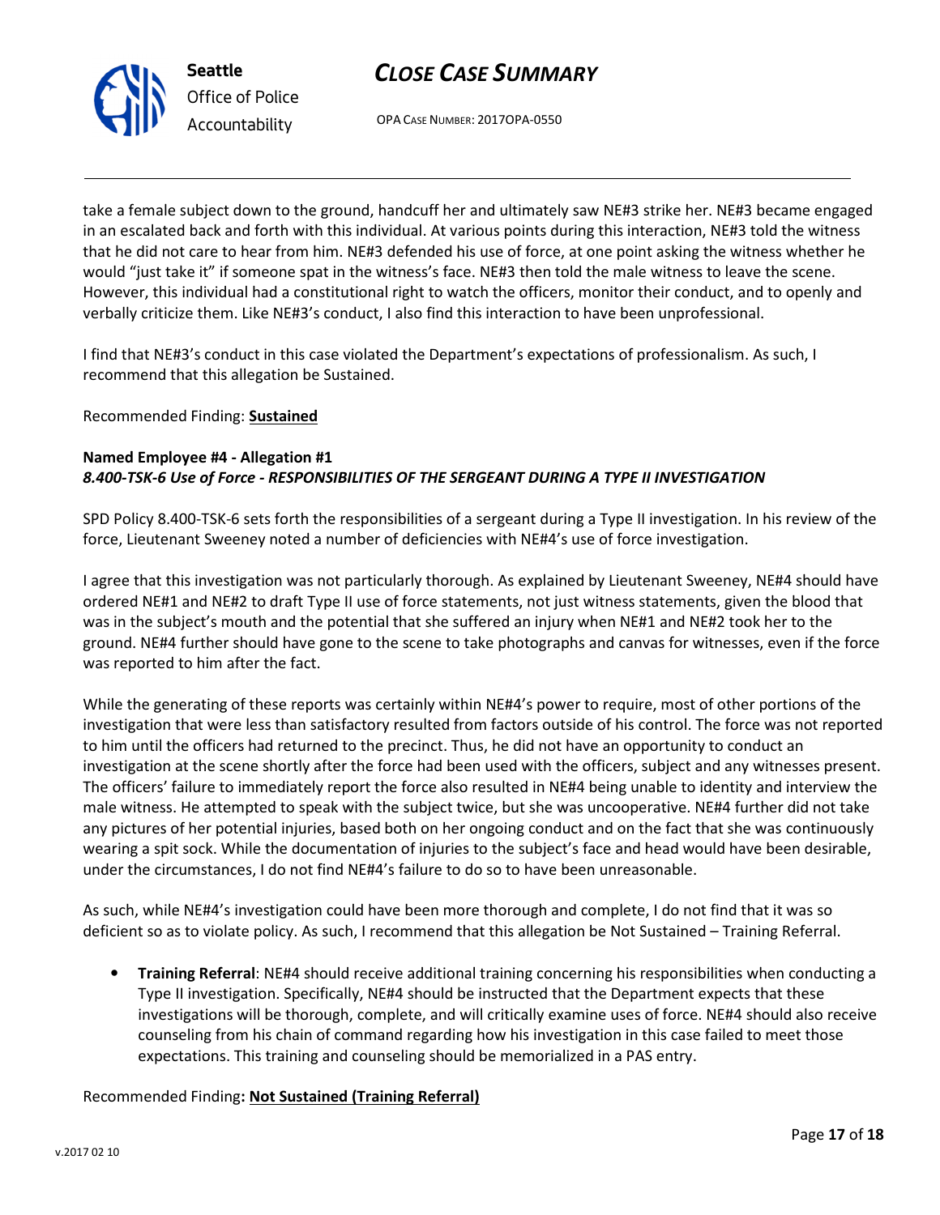take a female subject down to the ground, handcuff her and ultimately saw NE#3 strike her. NE#3 became engaged in an escalated back and forth with this individual. At various points during this interaction, NE#3 told the witness that he did not care to hear from him. NE#3 defended his use of force, at one point asking the witness whether he would "just take it" if someone spat in the witness's face. NE#3 then told the male witness to leave the scene. However, this individual had a constitutional right to watch the officers, monitor their conduct, and to openly and verbally criticize them. Like NE#3's conduct, I also find this interaction to have been unprofessional.

I find that NE#3's conduct in this case violated the Department's expectations of professionalism. As such, I recommend that this allegation be Sustained.

Recommended Finding: **Sustained**

**Named Employee #4 - Allegation #1**
***8.400-TSK-6 Use of Force - RESPONSIBILITIES OF THE SERGEANT DURING A TYPE II INVESTIGATION***

SPD Policy 8.400-TSK-6 sets forth the responsibilities of a sergeant during a Type II investigation. In his review of the force, Lieutenant Sweeney noted a number of deficiencies with NE#4's use of force investigation.

I agree that this investigation was not particularly thorough. As explained by Lieutenant Sweeney, NE#4 should have ordered NE#1 and NE#2 to draft Type II use of force statements, not just witness statements, given the blood that was in the subject's mouth and the potential that she suffered an injury when NE#1 and NE#2 took her to the ground. NE#4 further should have gone to the scene to take photographs and canvas for witnesses, even if the force was reported to him after the fact.

While the generating of these reports was certainly within NE#4's power to require, most of other portions of the investigation that were less than satisfactory resulted from factors outside of his control. The force was not reported to him until the officers had returned to the precinct. Thus, he did not have an opportunity to conduct an investigation at the scene shortly after the force had been used with the officers, subject and any witnesses present. The officers' failure to immediately report the force also resulted in NE#4 being unable to identity and interview the male witness. He attempted to speak with the subject twice, but she was uncooperative. NE#4 further did not take any pictures of her potential injuries, based both on her ongoing conduct and on the fact that she was continuously wearing a spit sock. While the documentation of injuries to the subject's face and head would have been desirable, under the circumstances, I do not find NE#4's failure to do so to have been unreasonable.

As such, while NE#4's investigation could have been more thorough and complete, I do not find that it was so deficient so as to violate policy. As such, I recommend that this allegation be Not Sustained – Training Referral.

- **Training Referral**: NE#4 should receive additional training concerning his responsibilities when conducting a Type II investigation. Specifically, NE#4 should be instructed that the Department expects that these investigations will be thorough, complete, and will critically examine uses of force. NE#4 should also receive counseling from his chain of command regarding how his investigation in this case failed to meet those expectations. This training and counseling should be memorialized in a PAS entry.

Recommended Finding**: Not Sustained (Training Referral)**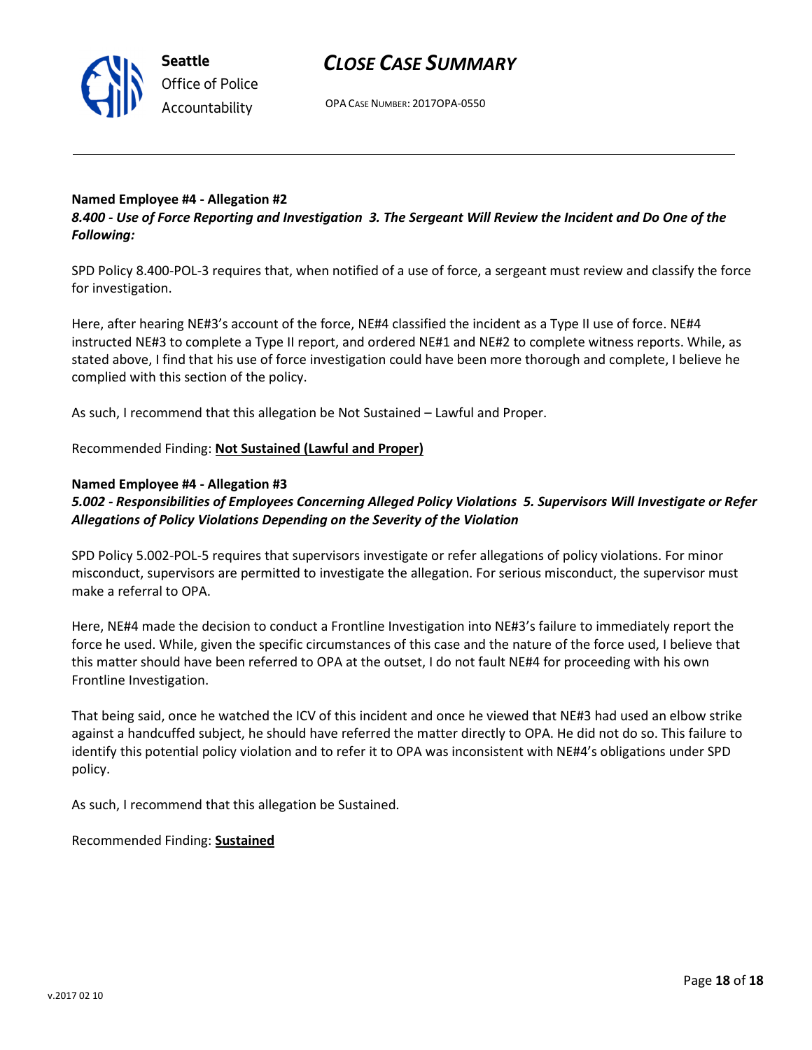**Named Employee #4 - Allegation #2**
***8.400 - Use of Force Reporting and Investigation 3. The Sergeant Will Review the Incident and Do One of the Following:***

SPD Policy 8.400-POL-3 requires that, when notified of a use of force, a sergeant must review and classify the force for investigation.

Here, after hearing NE#3's account of the force, NE#4 classified the incident as a Type II use of force. NE#4 instructed NE#3 to complete a Type II report, and ordered NE#1 and NE#2 to complete witness reports. While, as stated above, I find that his use of force investigation could have been more thorough and complete, I believe he complied with this section of the policy.

As such, I recommend that this allegation be Not Sustained – Lawful and Proper.

Recommended Finding: **Not Sustained (Lawful and Proper)**

**Named Employee #4 - Allegation #3**
***5.002 - Responsibilities of Employees Concerning Alleged Policy Violations 5. Supervisors Will Investigate or Refer Allegations of Policy Violations Depending on the Severity of the Violation***

SPD Policy 5.002-POL-5 requires that supervisors investigate or refer allegations of policy violations. For minor misconduct, supervisors are permitted to investigate the allegation. For serious misconduct, the supervisor must make a referral to OPA.

Here, NE#4 made the decision to conduct a Frontline Investigation into NE#3's failure to immediately report the force he used. While, given the specific circumstances of this case and the nature of the force used, I believe that this matter should have been referred to OPA at the outset, I do not fault NE#4 for proceeding with his own Frontline Investigation.

That being said, once he watched the ICV of this incident and once he viewed that NE#3 had used an elbow strike against a handcuffed subject, he should have referred the matter directly to OPA. He did not do so. This failure to identify this potential policy violation and to refer it to OPA was inconsistent with NE#4's obligations under SPD policy.

As such, I recommend that this allegation be Sustained.

Recommended Finding: **Sustained**